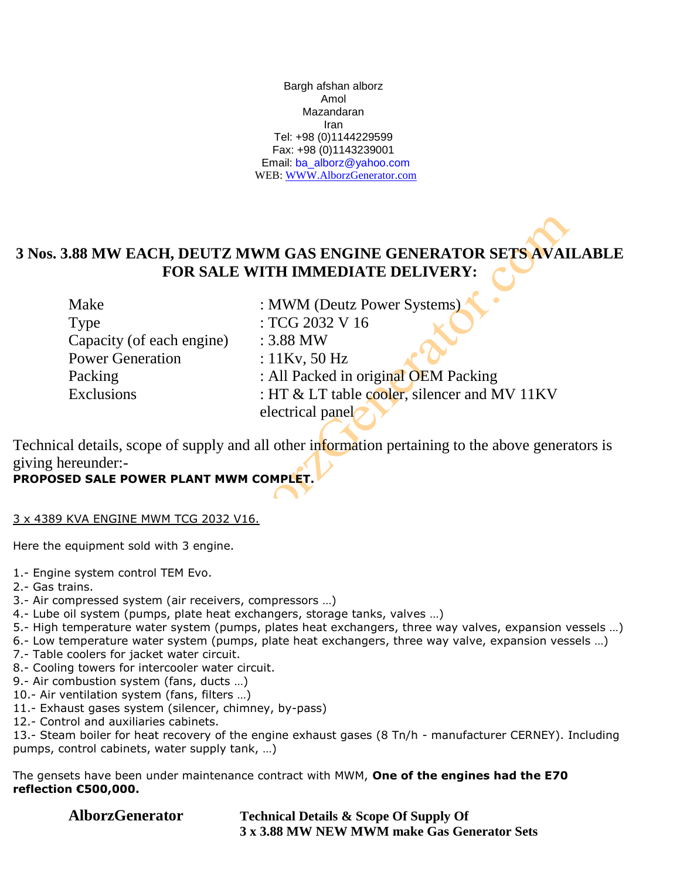Bargh afshan alborz
Amol
Mazandaran
Iran
Tel: +98 (0)1144229599
Fax: +98 (0)1143239001
Email: ba_alborz@yahoo.com
WEB: WWW.AlborzGenerator.com

## 3 Nos. 3.88 MW EACH, DEUTZ MWM GAS ENGINE GENERATOR SETS AVAILABLE FOR SALE WITH IMMEDIATE DELIVERY:

| | |
|---|---|
| Make | : MWM (Deutz Power Systems) |
| Type | : TCG 2032 V 16 |
| Capacity (of each engine) | : 3.88 MW |
| Power Generation | : 11Kv, 50 Hz |
| Packing | : All Packed in original OEM Packing |
| Exclusions | : HT & LT table cooler, silencer and MV 11KV electrical panel |

Technical details, scope of supply and all other information pertaining to the above generators is giving hereunder:-

**PROPOSED SALE POWER PLANT MWM COMPLET.**

<u>3 x 4389 KVA ENGINE MWM TCG 2032 V16.</u>

Here the equipment sold with 3 engine.

1.- Engine system control TEM Evo.
2.- Gas trains.
3.- Air compressed system (air receivers, compressors …)
4.- Lube oil system (pumps, plate heat exchangers, storage tanks, valves …)
5.- High temperature water system (pumps, plates heat exchangers, three way valves, expansion vessels …)
6.- Low temperature water system (pumps, plate heat exchangers, three way valve, expansion vessels …)
7.- Table coolers for jacket water circuit.
8.- Cooling towers for intercooler water circuit.
9.- Air combustion system (fans, ducts …)
10.- Air ventilation system (fans, filters …)
11.- Exhaust gases system (silencer, chimney, by-pass)
12.- Control and auxiliaries cabinets.
13.- Steam boiler for heat recovery of the engine exhaust gases (8 Tn/h - manufacturer CERNEY). Including pumps, control cabinets, water supply tank, …)

The gensets have been under maintenance contract with MWM, **One of the engines had the E70 reflection €500,000.**

**AlborzGenerator** **Technical Details & Scope Of Supply Of 3 x 3.88 MW NEW MWM make Gas Generator Sets**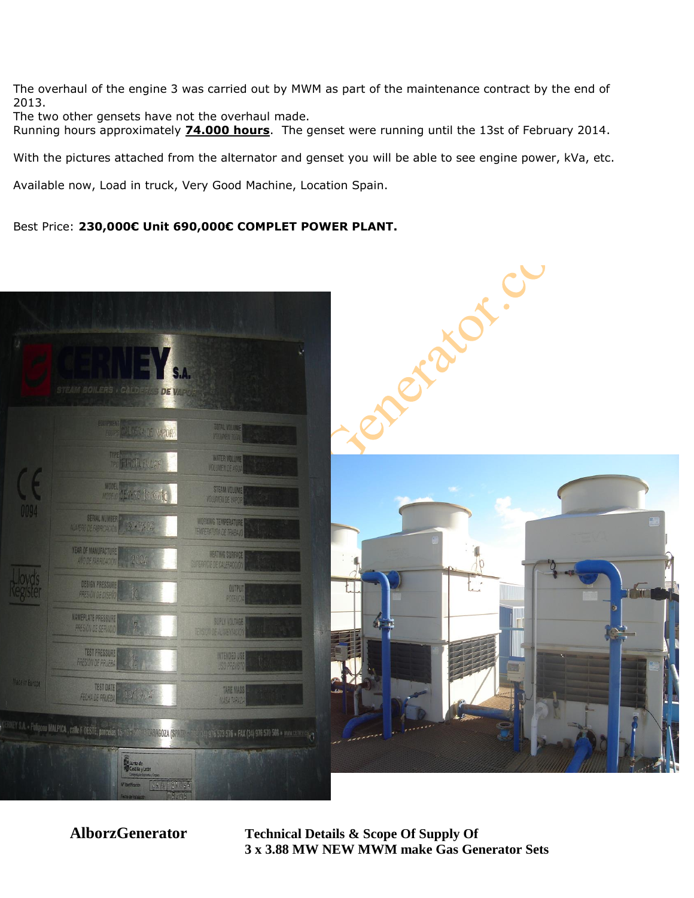The overhaul of the engine 3 was carried out by MWM as part of the maintenance contract by the end of 2013.
The two other gensets have not the overhaul made.
Running hours approximately **74.000 hours**. The genset were running until the 13st of February 2014.

With the pictures attached from the alternator and genset you will be able to see engine power, kVa, etc.

Available now, Load in truck, Very Good Machine, Location Spain.

Best Price: **230,000€ Unit 690,000€ COMPLET POWER PLANT.**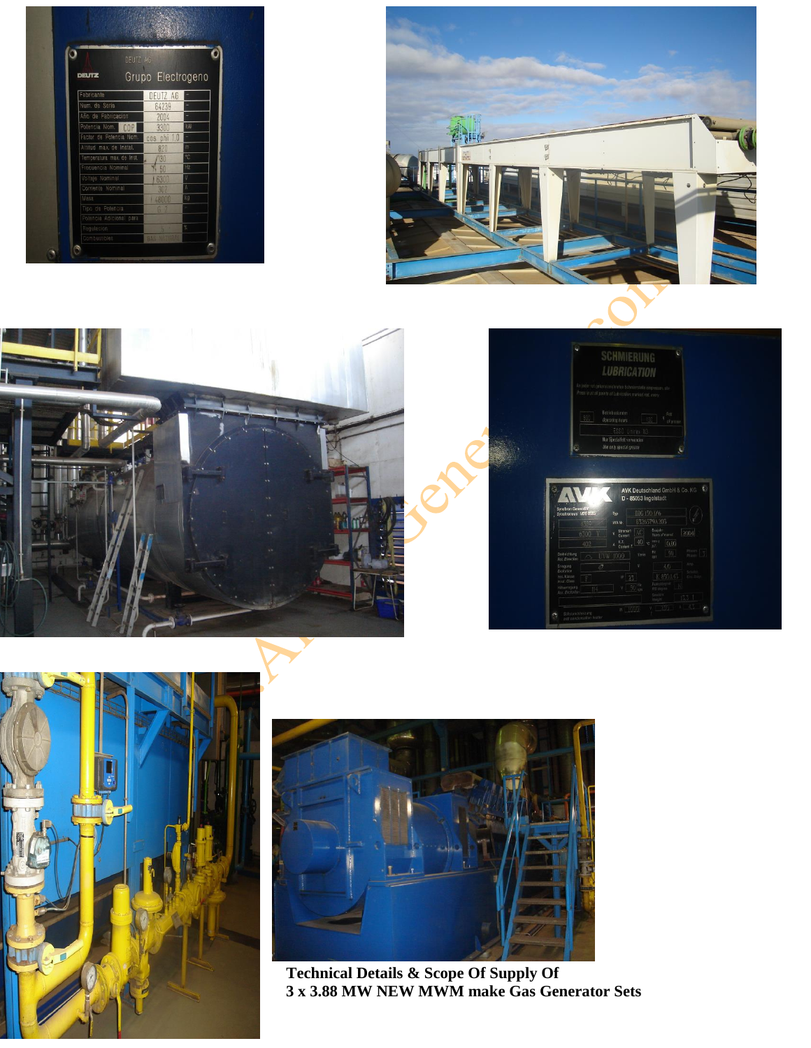**Technical Details & Scope Of Supply Of**
**3 x 3.88 MW NEW MWM make Gas Generator Sets**